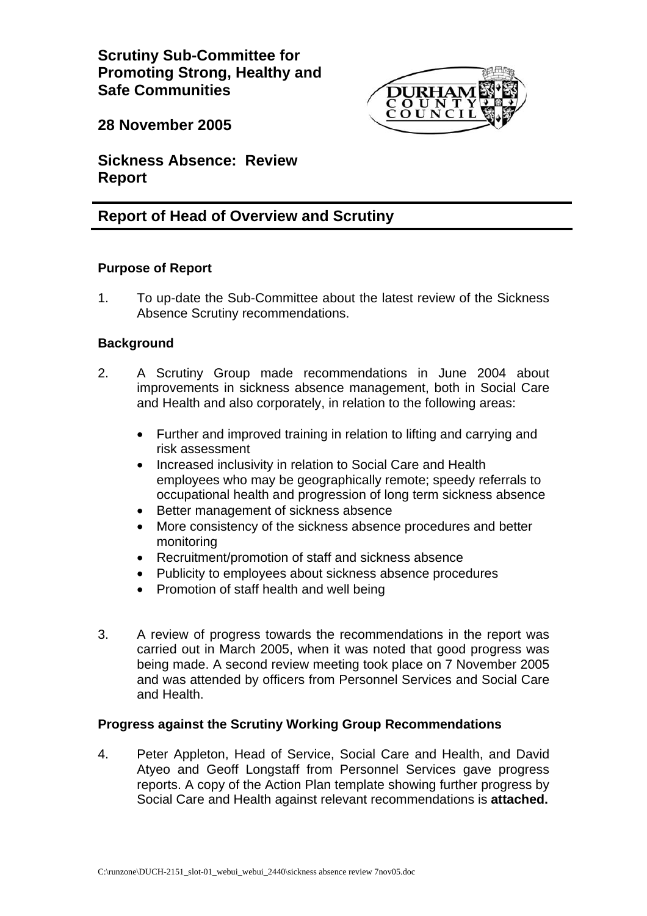**Scrutiny Sub-Committee for Promoting Strong, Healthy and Safe Communities**

**28 November 2005**

## Sickness Absence: Review Report

## Report of Head of Overview and Scrutiny

### Purpose of Report

1. To up-date the Sub-Committee about the latest review of the Sickness Absence Scrutiny recommendations.

### Background

2. A Scrutiny Group made recommendations in June 2004 about improvements in sickness absence management, both in Social Care and Health and also corporately, in relation to the following areas:

   - Further and improved training in relation to lifting and carrying and risk assessment
   - Increased inclusivity in relation to Social Care and Health employees who may be geographically remote; speedy referrals to occupational health and progression of long term sickness absence
   - Better management of sickness absence
   - More consistency of the sickness absence procedures and better monitoring
   - Recruitment/promotion of staff and sickness absence
   - Publicity to employees about sickness absence procedures
   - Promotion of staff health and well being

3. A review of progress towards the recommendations in the report was carried out in March 2005, when it was noted that good progress was being made. A second review meeting took place on 7 November 2005 and was attended by officers from Personnel Services and Social Care and Health.

### Progress against the Scrutiny Working Group Recommendations

4. Peter Appleton, Head of Service, Social Care and Health, and David Atyeo and Geoff Longstaff from Personnel Services gave progress reports. A copy of the Action Plan template showing further progress by Social Care and Health against relevant recommendations is **attached.**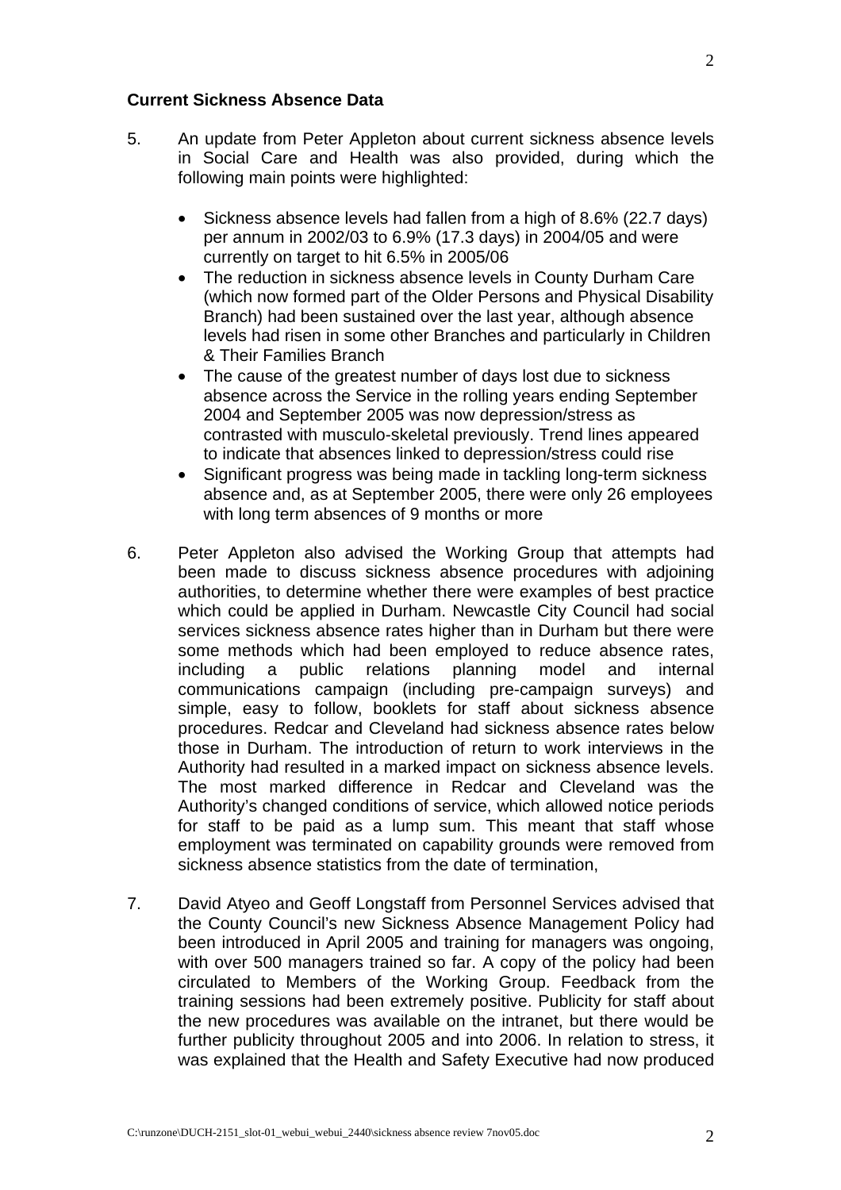**Current Sickness Absence Data**

5. An update from Peter Appleton about current sickness absence levels in Social Care and Health was also provided, during which the following main points were highlighted:

   - Sickness absence levels had fallen from a high of 8.6% (22.7 days) per annum in 2002/03 to 6.9% (17.3 days) in 2004/05 and were currently on target to hit 6.5% in 2005/06
   - The reduction in sickness absence levels in County Durham Care (which now formed part of the Older Persons and Physical Disability Branch) had been sustained over the last year, although absence levels had risen in some other Branches and particularly in Children & Their Families Branch
   - The cause of the greatest number of days lost due to sickness absence across the Service in the rolling years ending September 2004 and September 2005 was now depression/stress as contrasted with musculo-skeletal previously. Trend lines appeared to indicate that absences linked to depression/stress could rise
   - Significant progress was being made in tackling long-term sickness absence and, as at September 2005, there were only 26 employees with long term absences of 9 months or more

6. Peter Appleton also advised the Working Group that attempts had been made to discuss sickness absence procedures with adjoining authorities, to determine whether there were examples of best practice which could be applied in Durham. Newcastle City Council had social services sickness absence rates higher than in Durham but there were some methods which had been employed to reduce absence rates, including a public relations planning model and internal communications campaign (including pre-campaign surveys) and simple, easy to follow, booklets for staff about sickness absence procedures. Redcar and Cleveland had sickness absence rates below those in Durham. The introduction of return to work interviews in the Authority had resulted in a marked impact on sickness absence levels. The most marked difference in Redcar and Cleveland was the Authority's changed conditions of service, which allowed notice periods for staff to be paid as a lump sum. This meant that staff whose employment was terminated on capability grounds were removed from sickness absence statistics from the date of termination,

7. David Atyeo and Geoff Longstaff from Personnel Services advised that the County Council's new Sickness Absence Management Policy had been introduced in April 2005 and training for managers was ongoing, with over 500 managers trained so far. A copy of the policy had been circulated to Members of the Working Group. Feedback from the training sessions had been extremely positive. Publicity for staff about the new procedures was available on the intranet, but there would be further publicity throughout 2005 and into 2006. In relation to stress, it was explained that the Health and Safety Executive had now produced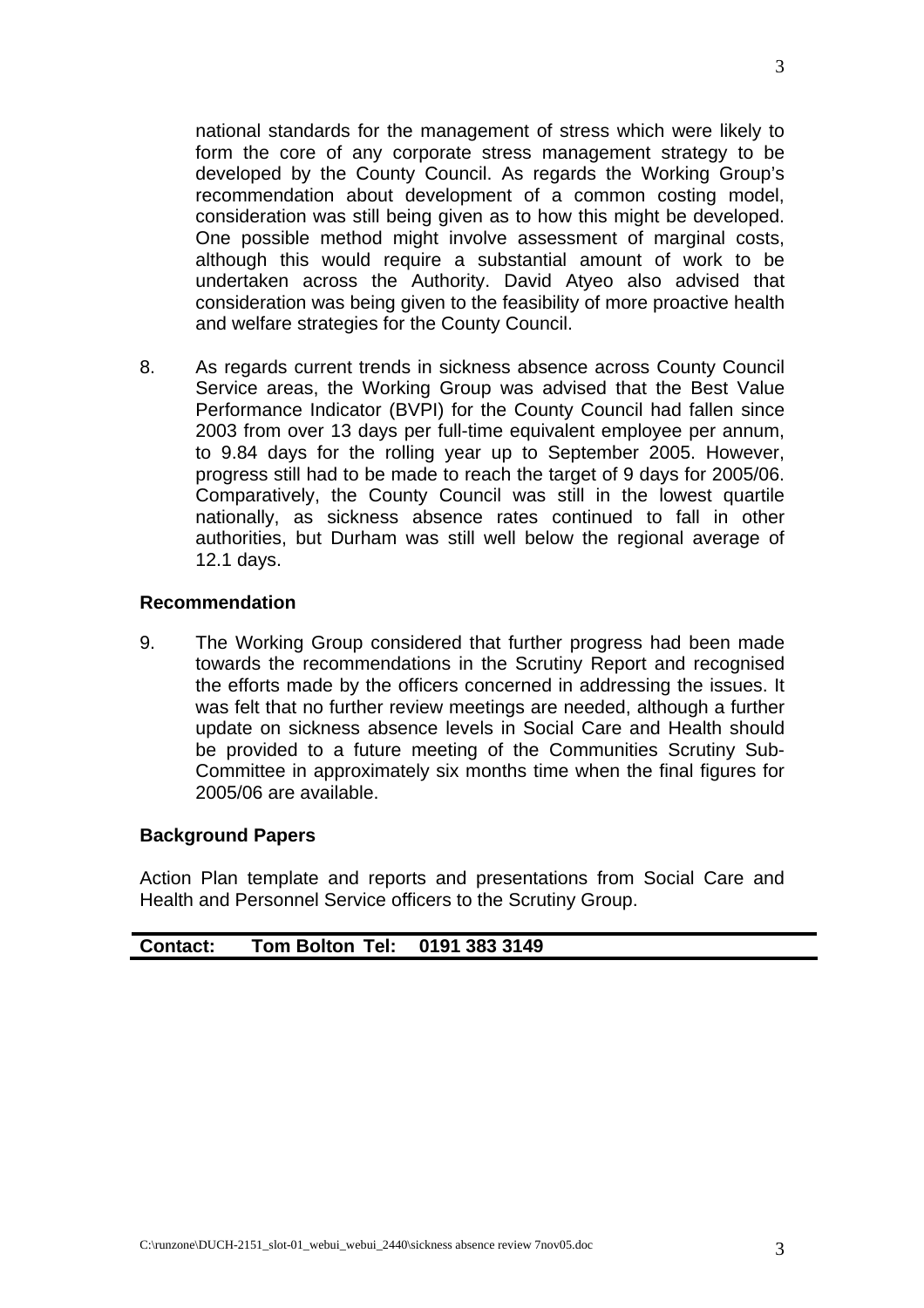national standards for the management of stress which were likely to form the core of any corporate stress management strategy to be developed by the County Council. As regards the Working Group's recommendation about development of a common costing model, consideration was still being given as to how this might be developed. One possible method might involve assessment of marginal costs, although this would require a substantial amount of work to be undertaken across the Authority. David Atyeo also advised that consideration was being given to the feasibility of more proactive health and welfare strategies for the County Council.

8. As regards current trends in sickness absence across County Council Service areas, the Working Group was advised that the Best Value Performance Indicator (BVPI) for the County Council had fallen since 2003 from over 13 days per full-time equivalent employee per annum, to 9.84 days for the rolling year up to September 2005. However, progress still had to be made to reach the target of 9 days for 2005/06. Comparatively, the County Council was still in the lowest quartile nationally, as sickness absence rates continued to fall in other authorities, but Durham was still well below the regional average of 12.1 days.

**Recommendation**

9. The Working Group considered that further progress had been made towards the recommendations in the Scrutiny Report and recognised the efforts made by the officers concerned in addressing the issues. It was felt that no further review meetings are needed, although a further update on sickness absence levels in Social Care and Health should be provided to a future meeting of the Communities Scrutiny Sub-Committee in approximately six months time when the final figures for 2005/06 are available.

**Background Papers**

Action Plan template and reports and presentations from Social Care and Health and Personnel Service officers to the Scrutiny Group.

**Contact: Tom Bolton Tel: 0191 383 3149**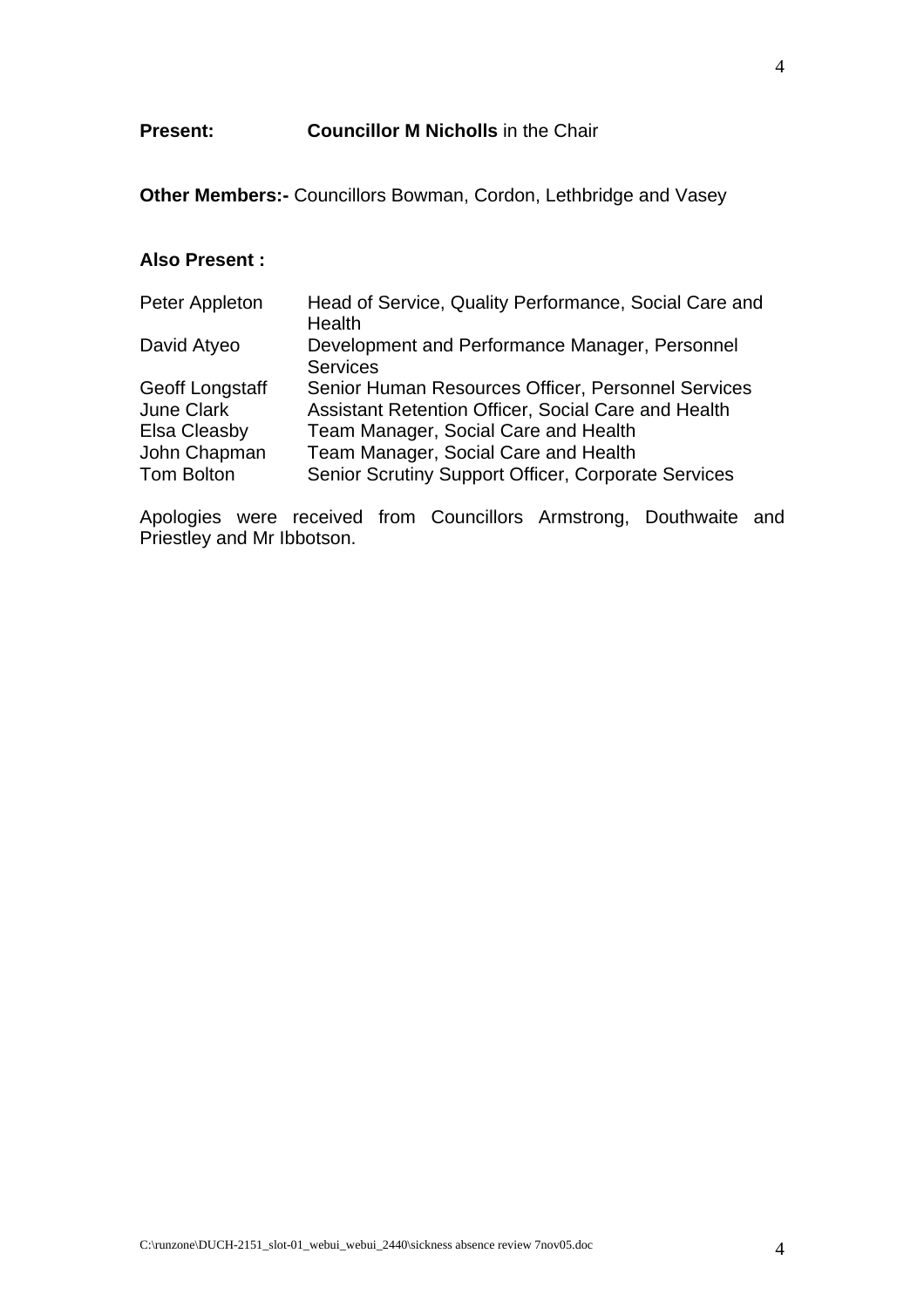**Present:** **Councillor M Nicholls** in the Chair

**Other Members:-** Councillors Bowman, Cordon, Lethbridge and Vasey

**Also Present :**

| | |
|---|---|
| Peter Appleton | Head of Service, Quality Performance, Social Care and Health |
| David Atyeo | Development and Performance Manager, Personnel Services |
| Geoff Longstaff | Senior Human Resources Officer, Personnel Services |
| June Clark | Assistant Retention Officer, Social Care and Health |
| Elsa Cleasby | Team Manager, Social Care and Health |
| John Chapman | Team Manager, Social Care and Health |
| Tom Bolton | Senior Scrutiny Support Officer, Corporate Services |

Apologies were received from Councillors Armstrong, Douthwaite and Priestley and Mr Ibbotson.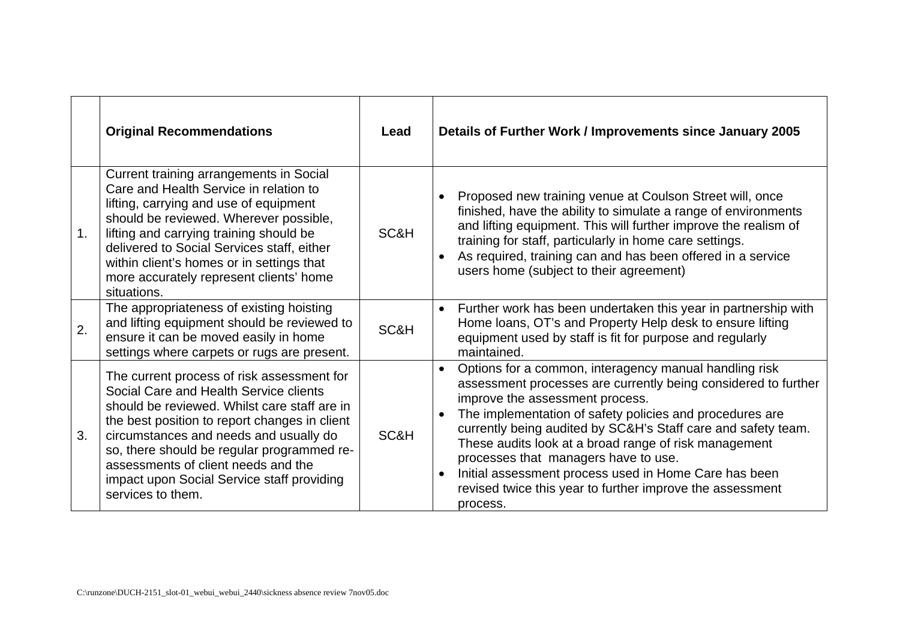| | Original Recommendations | Lead | Details of Further Work / Improvements since January 2005 |
|---|---|---|---|
| 1. | Current training arrangements in Social Care and Health Service in relation to lifting, carrying and use of equipment should be reviewed. Wherever possible, lifting and carrying training should be delivered to Social Services staff, either within client's homes or in settings that more accurately represent clients' home situations. | SC&H | • Proposed new training venue at Coulson Street will, once finished, have the ability to simulate a range of environments and lifting equipment. This will further improve the realism of training for staff, particularly in home care settings.<br>• As required, training can and has been offered in a service users home (subject to their agreement) |
| 2. | The appropriateness of existing hoisting and lifting equipment should be reviewed to ensure it can be moved easily in home settings where carpets or rugs are present. | SC&H | • Further work has been undertaken this year in partnership with Home loans, OT's and Property Help desk to ensure lifting equipment used by staff is fit for purpose and regularly maintained. |
| 3. | The current process of risk assessment for Social Care and Health Service clients should be reviewed. Whilst care staff are in the best position to report changes in client circumstances and needs and usually do so, there should be regular programmed re-assessments of client needs and the impact upon Social Service staff providing services to them. | SC&H | • Options for a common, interagency manual handling risk assessment processes are currently being considered to further improve the assessment process.<br>• The implementation of safety policies and procedures are currently being audited by SC&H's Staff care and safety team. These audits look at a broad range of risk management processes that managers have to use.<br>• Initial assessment process used in Home Care has been revised twice this year to further improve the assessment process. |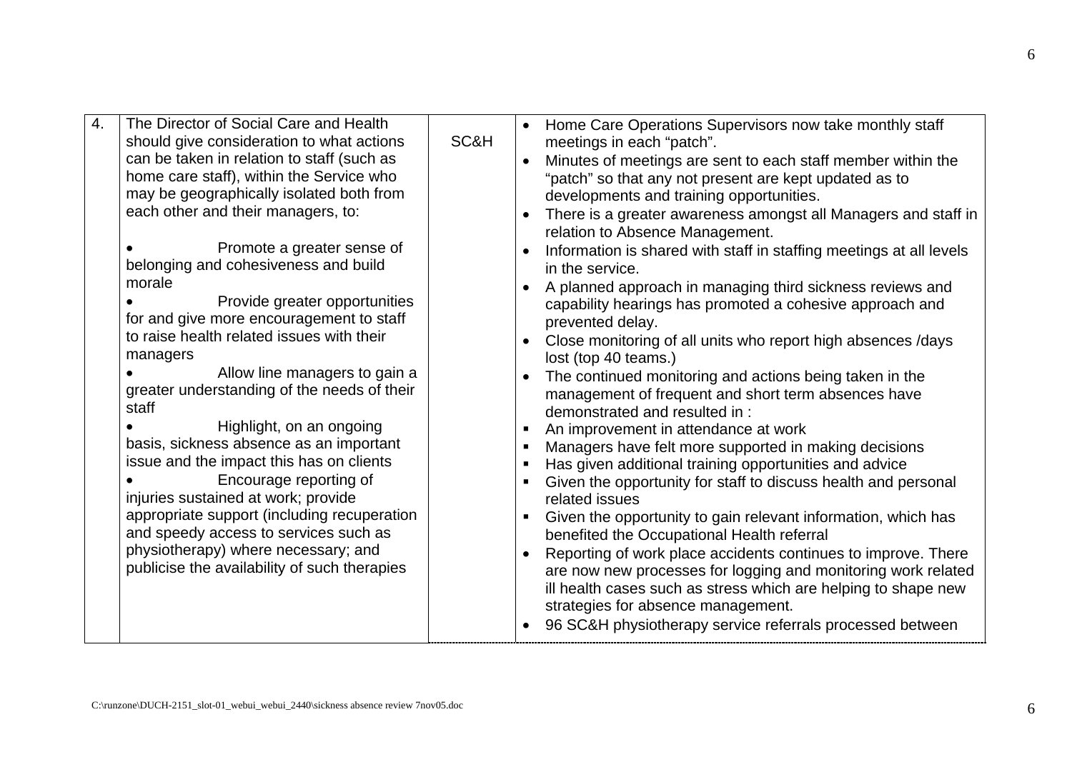| 4. | The Director of Social Care and Health should give consideration to what actions can be taken in relation to staff (such as home care staff), within the Service who may be geographically isolated both from each other and their managers, to:<br><br>• Promote a greater sense of belonging and cohesiveness and build morale<br>• Provide greater opportunities for and give more encouragement to staff to raise health related issues with their managers<br>• Allow line managers to gain a greater understanding of the needs of their staff<br>• Highlight, on an ongoing basis, sickness absence as an important issue and the impact this has on clients<br>• Encourage reporting of injuries sustained at work; provide appropriate support (including recuperation and speedy access to services such as physiotherapy) where necessary; and publicise the availability of such therapies | SC&H | • Home Care Operations Supervisors now take monthly staff meetings in each "patch".<br>• Minutes of meetings are sent to each staff member within the "patch" so that any not present are kept updated as to developments and training opportunities.<br>• There is a greater awareness amongst all Managers and staff in relation to Absence Management.<br>• Information is shared with staff in staffing meetings at all levels in the service.<br>• A planned approach in managing third sickness reviews and capability hearings has promoted a cohesive approach and prevented delay.<br>• Close monitoring of all units who report high absences /days lost (top 40 teams.)<br>• The continued monitoring and actions being taken in the management of frequent and short term absences have demonstrated and resulted in :<br>▪ An improvement in attendance at work<br>▪ Managers have felt more supported in making decisions<br>▪ Has given additional training opportunities and advice<br>▪ Given the opportunity for staff to discuss health and personal related issues<br>▪ Given the opportunity to gain relevant information, which has benefited the Occupational Health referral<br>• Reporting of work place accidents continues to improve. There are now new processes for logging and monitoring work related ill health cases such as stress which are helping to shape new strategies for absence management.<br>• 96 SC&H physiotherapy service referrals processed between |
|---|---|---|---|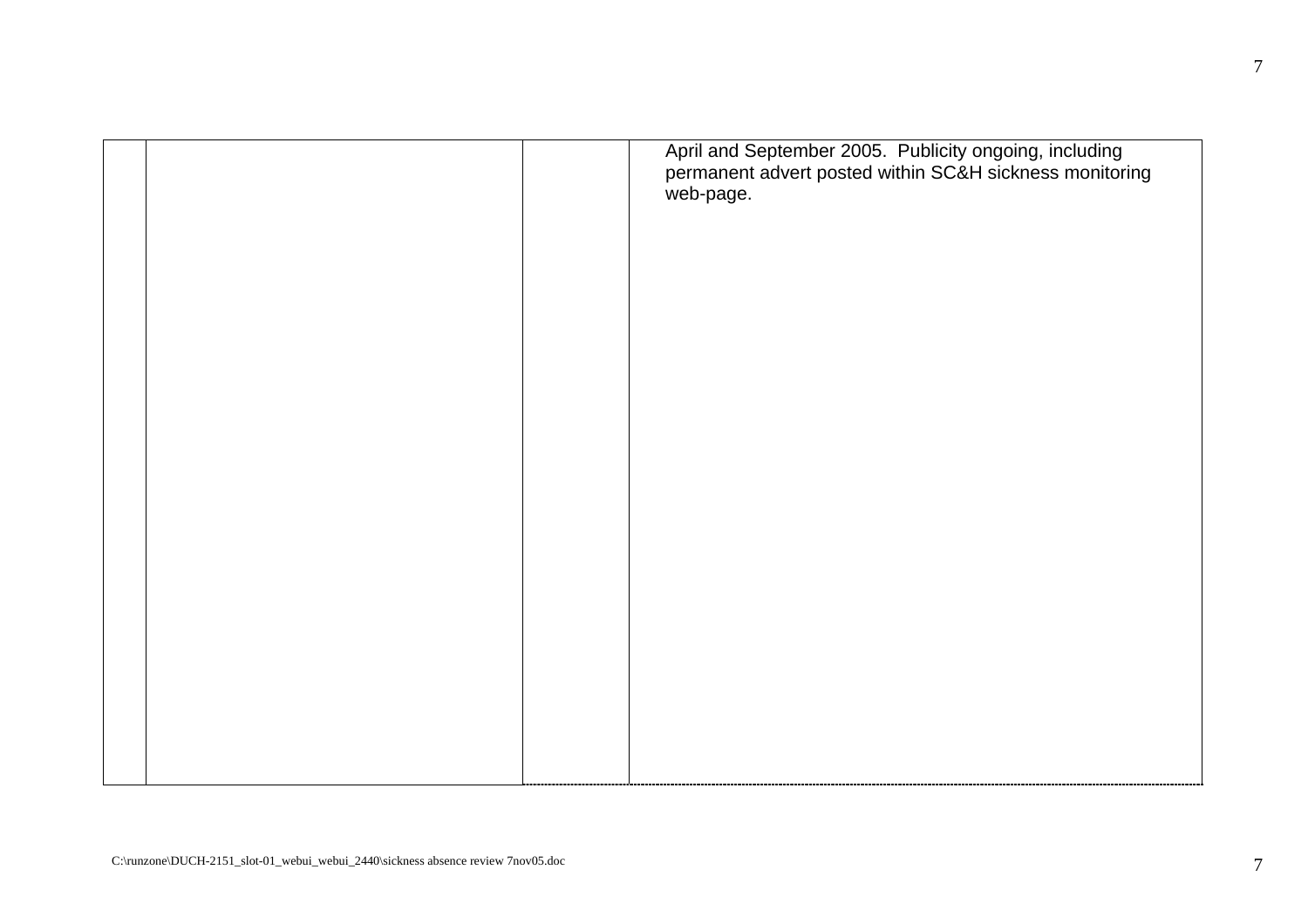|  |  |  | April and September 2005. Publicity ongoing, including permanent advert posted within SC&H sickness monitoring web-page. |
| --- | --- | --- | --- |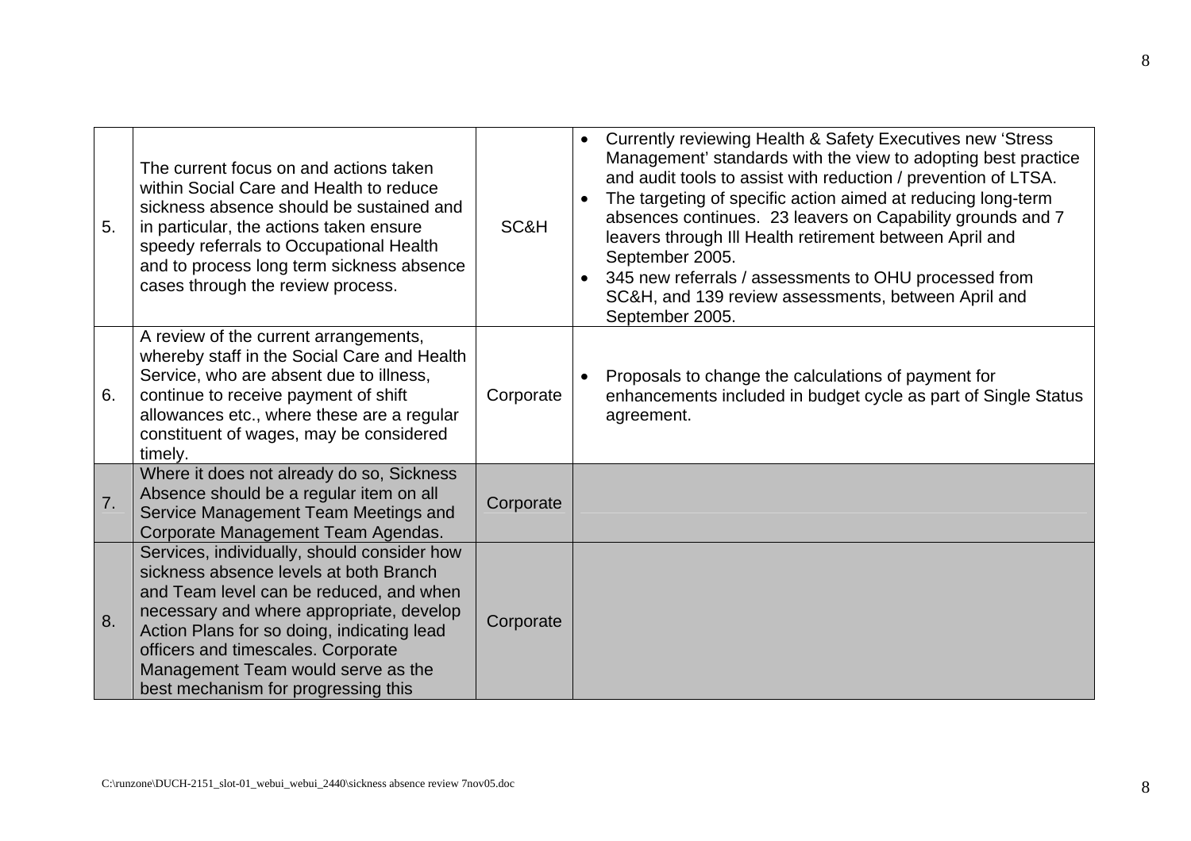| | | | |
|---|---|---|---|
| 5. | The current focus on and actions taken within Social Care and Health to reduce sickness absence should be sustained and in particular, the actions taken ensure speedy referrals to Occupational Health and to process long term sickness absence cases through the review process. | SC&H | • Currently reviewing Health & Safety Executives new 'Stress Management' standards with the view to adopting best practice and audit tools to assist with reduction / prevention of LTSA.<br>• The targeting of specific action aimed at reducing long-term absences continues. 23 leavers on Capability grounds and 7 leavers through Ill Health retirement between April and September 2005.<br>• 345 new referrals / assessments to OHU processed from SC&H, and 139 review assessments, between April and September 2005. |
| 6. | A review of the current arrangements, whereby staff in the Social Care and Health Service, who are absent due to illness, continue to receive payment of shift allowances etc., where these are a regular constituent of wages, may be considered timely. | Corporate | • Proposals to change the calculations of payment for enhancements included in budget cycle as part of Single Status agreement. |
| 7. | Where it does not already do so, Sickness Absence should be a regular item on all Service Management Team Meetings and Corporate Management Team Agendas. | Corporate | |
| 8. | Services, individually, should consider how sickness absence levels at both Branch and Team level can be reduced, and when necessary and where appropriate, develop Action Plans for so doing, indicating lead officers and timescales. Corporate Management Team would serve as the best mechanism for progressing this | Corporate | |

C:\runzone\DUCH-2151_slot-01_webui_webui_2440\sickness absence review 7nov05.doc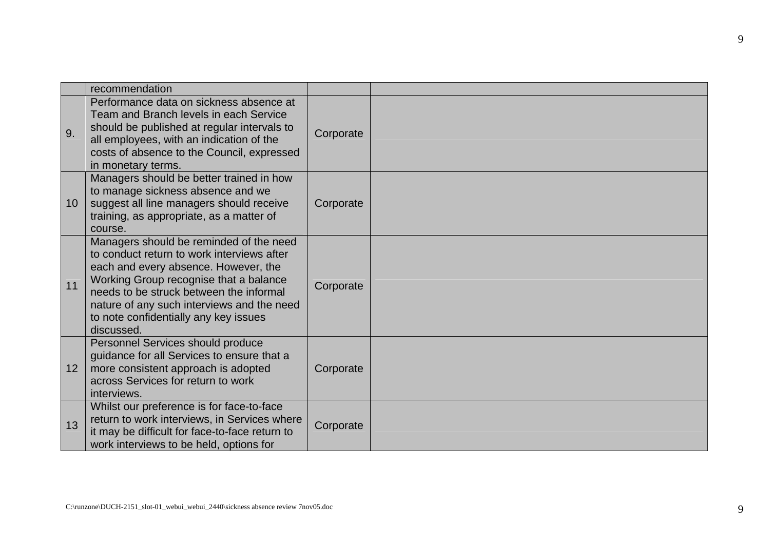| | recommendation | | |
|---|---|---|---|
| 9. | Performance data on sickness absence at Team and Branch levels in each Service should be published at regular intervals to all employees, with an indication of the costs of absence to the Council, expressed in monetary terms. | Corporate | |
| 10 | Managers should be better trained in how to manage sickness absence and we suggest all line managers should receive training, as appropriate, as a matter of course. | Corporate | |
| 11 | Managers should be reminded of the need to conduct return to work interviews after each and every absence. However, the Working Group recognise that a balance needs to be struck between the informal nature of any such interviews and the need to note confidentially any key issues discussed. | Corporate | |
| 12 | Personnel Services should produce guidance for all Services to ensure that a more consistent approach is adopted across Services for return to work interviews. | Corporate | |
| 13 | Whilst our preference is for face-to-face return to work interviews, in Services where it may be difficult for face-to-face return to work interviews to be held, options for | Corporate | |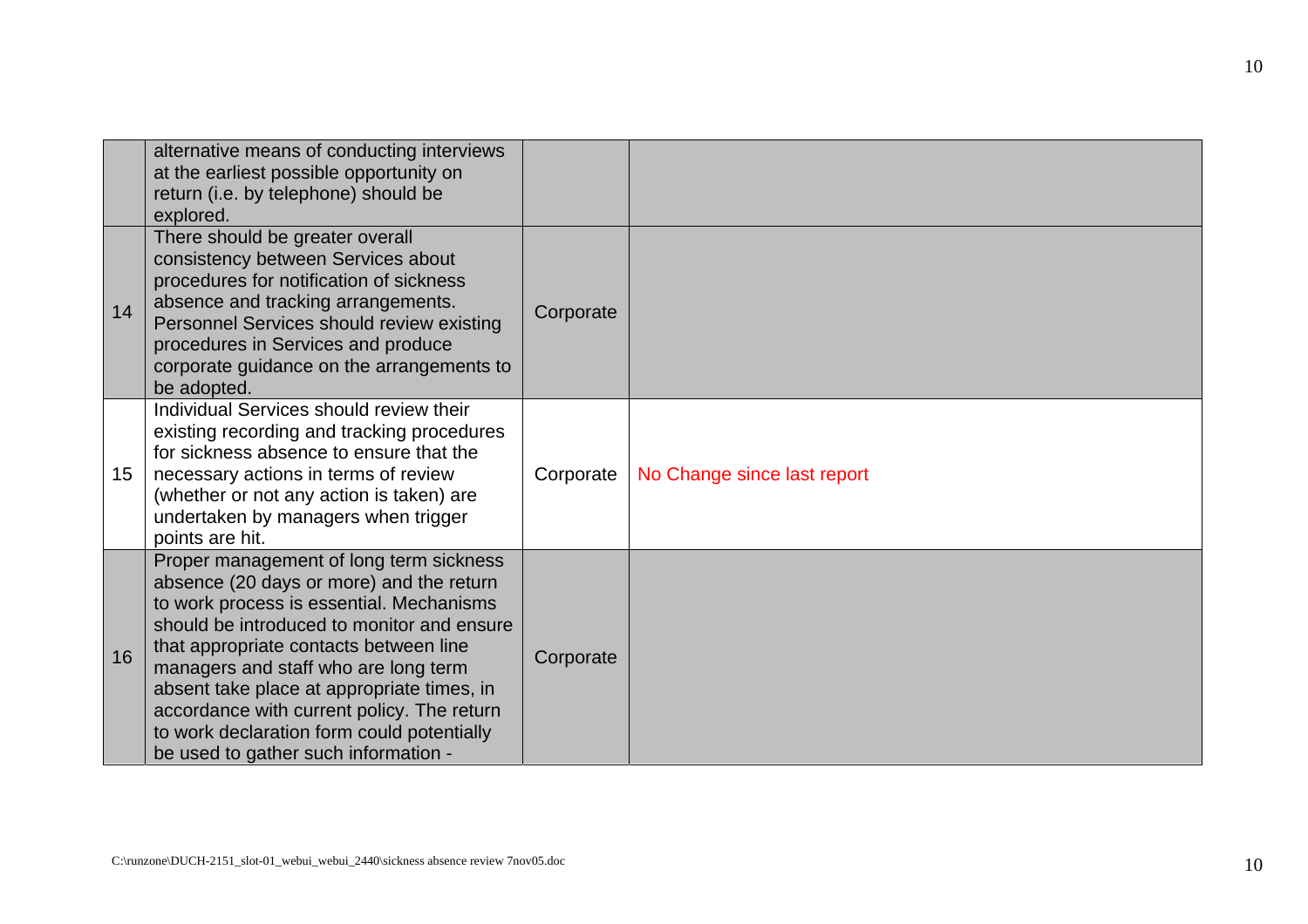| | | | |
|---|---|---|---|
| | alternative means of conducting interviews at the earliest possible opportunity on return (i.e. by telephone) should be explored. | | |
| 14 | There should be greater overall consistency between Services about procedures for notification of sickness absence and tracking arrangements. Personnel Services should review existing procedures in Services and produce corporate guidance on the arrangements to be adopted. | Corporate | |
| 15 | Individual Services should review their existing recording and tracking procedures for sickness absence to ensure that the necessary actions in terms of review (whether or not any action is taken) are undertaken by managers when trigger points are hit. | Corporate | No Change since last report |
| 16 | Proper management of long term sickness absence (20 days or more) and the return to work process is essential. Mechanisms should be introduced to monitor and ensure that appropriate contacts between line managers and staff who are long term absent take place at appropriate times, in accordance with current policy. The return to work declaration form could potentially be used to gather such information - | Corporate | |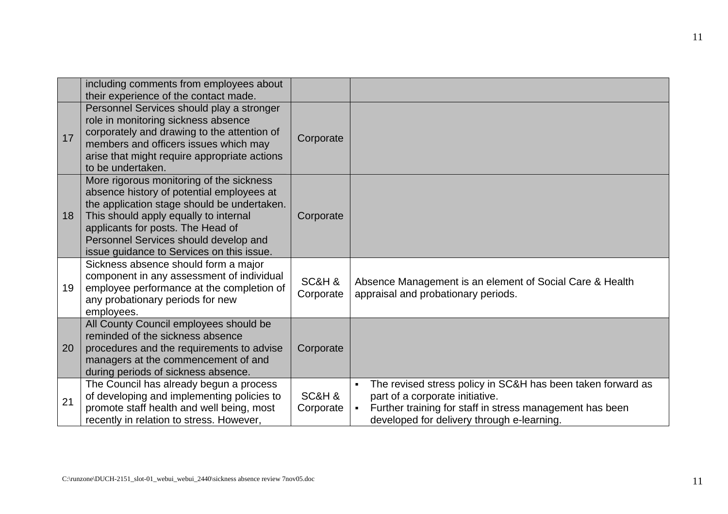| | | | |
|---|---|---|---|
| | including comments from employees about their experience of the contact made. | | |
| 17 | Personnel Services should play a stronger role in monitoring sickness absence corporately and drawing to the attention of members and officers issues which may arise that might require appropriate actions to be undertaken. | Corporate | |
| 18 | More rigorous monitoring of the sickness absence history of potential employees at the application stage should be undertaken. This should apply equally to internal applicants for posts. The Head of Personnel Services should develop and issue guidance to Services on this issue. | Corporate | |
| 19 | Sickness absence should form a major component in any assessment of individual employee performance at the completion of any probationary periods for new employees. | SC&H & Corporate | Absence Management is an element of Social Care & Health appraisal and probationary periods. |
| 20 | All County Council employees should be reminded of the sickness absence procedures and the requirements to advise managers at the commencement of and during periods of sickness absence. | Corporate | |
| 21 | The Council has already begun a process of developing and implementing policies to promote staff health and well being, most recently in relation to stress. However, | SC&H & Corporate | ▪ The revised stress policy in SC&H has been taken forward as part of a corporate initiative.<br>▪ Further training for staff in stress management has been developed for delivery through e-learning. |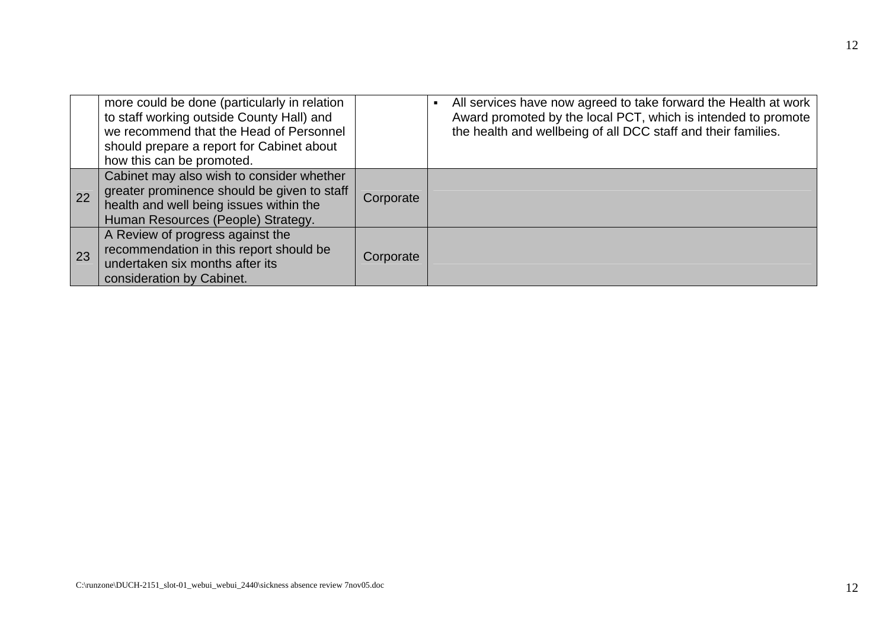| | | | |
|---|---|---|---|
| | more could be done (particularly in relation to staff working outside County Hall) and we recommend that the Head of Personnel should prepare a report for Cabinet about how this can be promoted. | | ▪ All services have now agreed to take forward the Health at work Award promoted by the local PCT, which is intended to promote the health and wellbeing of all DCC staff and their families. |
| 22 | Cabinet may also wish to consider whether greater prominence should be given to staff health and well being issues within the Human Resources (People) Strategy. | Corporate | |
| 23 | A Review of progress against the recommendation in this report should be undertaken six months after its consideration by Cabinet. | Corporate | |

C:\runzone\DUCH-2151_slot-01_webui_webui_2440\sickness absence review 7nov05.doc